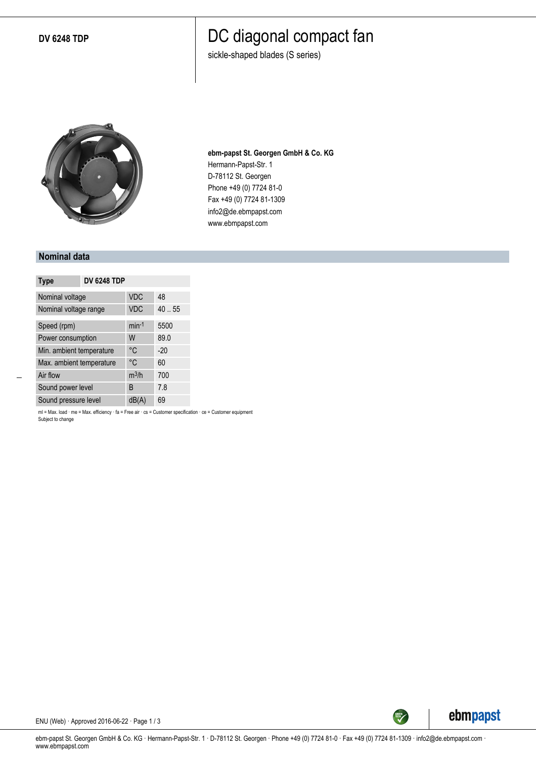**DV 6248 TDP**

# DC diagonal compact fan

sickle-shaped blades (S series)

**ebm-papst St. Georgen GmbH & Co. KG**
Hermann-Papst-Str. 1
D-78112 St. Georgen
Phone +49 (0) 7724 81-0
Fax +49 (0) 7724 81-1309
info2@de.ebmpapst.com
www.ebmpapst.com

## Nominal data

| Type | | DV 6248 TDP |
|---|---|---|
| Nominal voltage | VDC | 48 |
| Nominal voltage range | VDC | 40 .. 55 |
| Speed (rpm) | $min^{-1}$ | 5500 |
| Power consumption | W | 89.0 |
| Min. ambient temperature | °C | -20 |
| Max. ambient temperature | °C | 60 |
| Air flow | $m^3/h$ | 700 |
| Sound power level | B | 7.8 |
| Sound pressure level | dB(A) | 69 |

ml = Max. load · me = Max. efficiency · fa = Free air · cs = Customer specification · ce = Customer equipment
Subject to change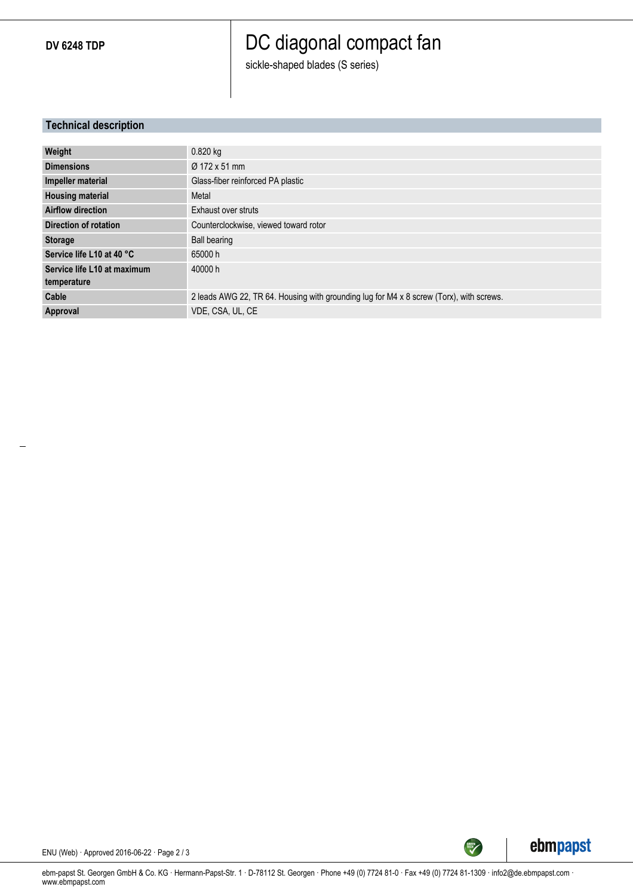**DV 6248 TDP**

# DC diagonal compact fan

sickle-shaped blades (S series)

## Technical description

| | |
|---|---|
| **Weight** | 0.820 kg |
| **Dimensions** | Ø 172 x 51 mm |
| **Impeller material** | Glass-fiber reinforced PA plastic |
| **Housing material** | Metal |
| **Airflow direction** | Exhaust over struts |
| **Direction of rotation** | Counterclockwise, viewed toward rotor |
| **Storage** | Ball bearing |
| **Service life L10 at 40 °C** | 65000 h |
| **Service life L10 at maximum temperature** | 40000 h |
| **Cable** | 2 leads AWG 22, TR 64. Housing with grounding lug for M4 x 8 screw (Torx), with screws. |
| **Approval** | VDE, CSA, UL, CE |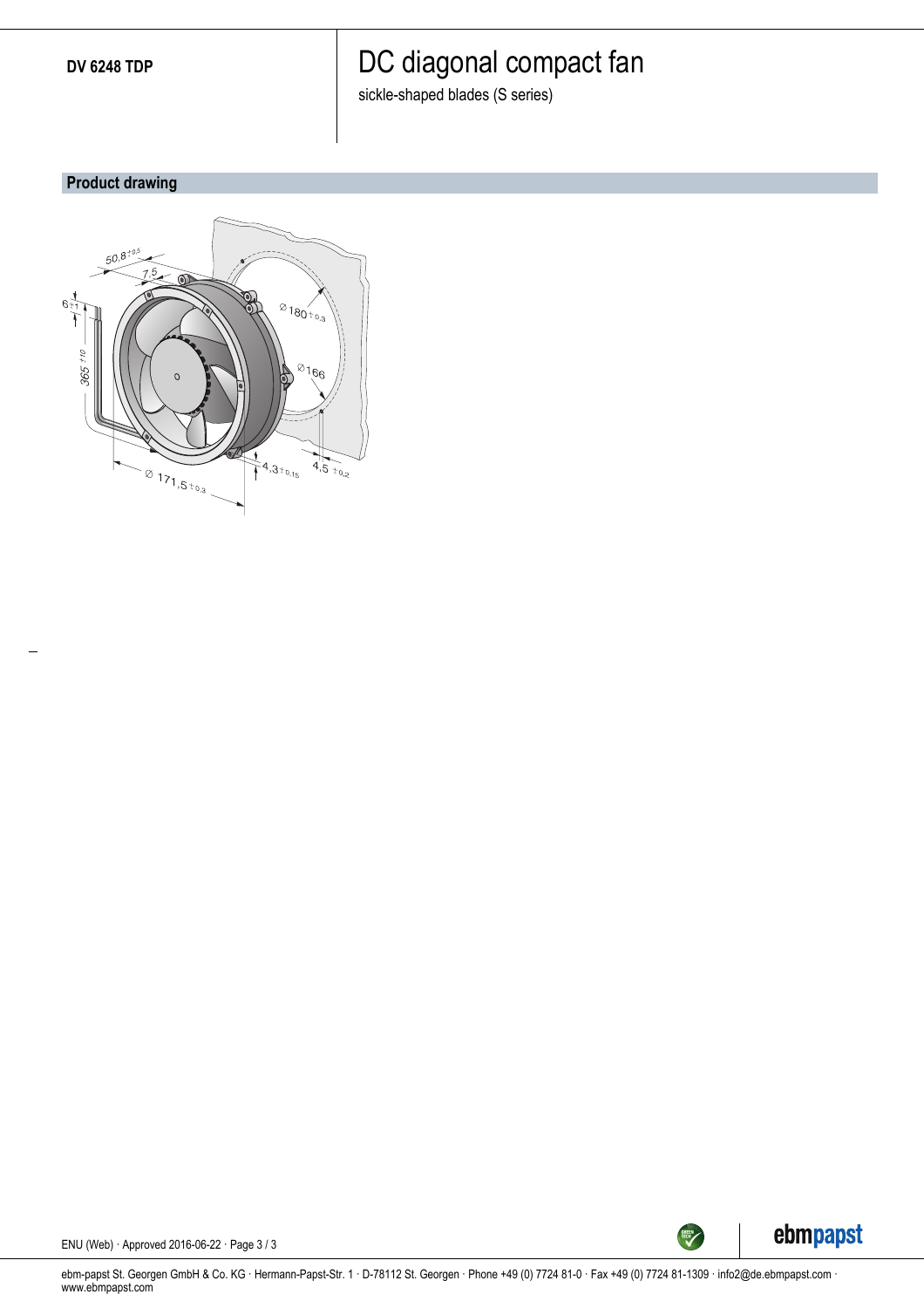**DV 6248 TDP**

# DC diagonal compact fan

sickle-shaped blades (S series)

## Product drawing

50,8 ±0,5

7,5

6 ±1

365 ±10

∅ 180 ± 0,3

∅ 166

∅ 171,5 ± 0,3

4,3 ± 0,15

4,5 ± 0,2